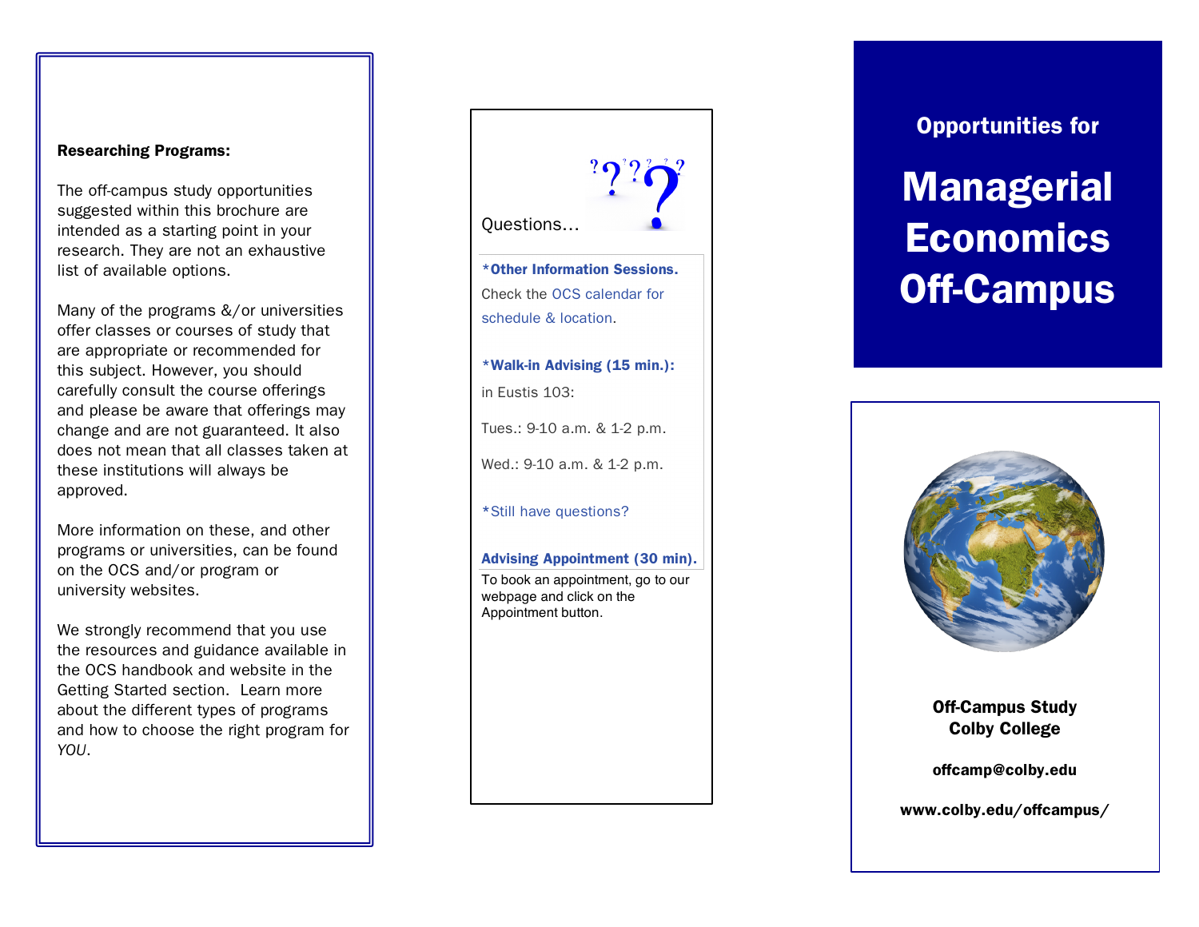**Researching Programs:**

The off-campus study opportunities suggested within this brochure are intended as a starting point in your research. They are not an exhaustive list of available options.

Many of the programs &/or universities offer classes or courses of study that are appropriate or recommended for this subject. However, you should carefully consult the course offerings and please be aware that offerings may change and are not guaranteed. It also does not mean that all classes taken at these institutions will always be approved.

More information on these, and other programs or universities, can be found on the OCS and/or program or university websites.

We strongly recommend that you use the resources and guidance available in the OCS handbook and website in the Getting Started section. Learn more about the different types of programs and how to choose the right program for *YOU*.

Questions…

**\*Other Information Sessions.**

Check the OCS calendar for schedule & location.

**\*Walk-in Advising (15 min.):**

in Eustis 103:

Tues.: 9-10 a.m. & 1-2 p.m.

Wed.: 9-10 a.m. & 1-2 p.m.

\*Still have questions?

**Advising Appointment (30 min).**

To book an appointment, go to our webpage and click on the Appointment button.

**Opportunities for**

# Managerial Economics Off-Campus

**Off-Campus Study**
**Colby College**

**offcamp@colby.edu**

**www.colby.edu/offcampus/**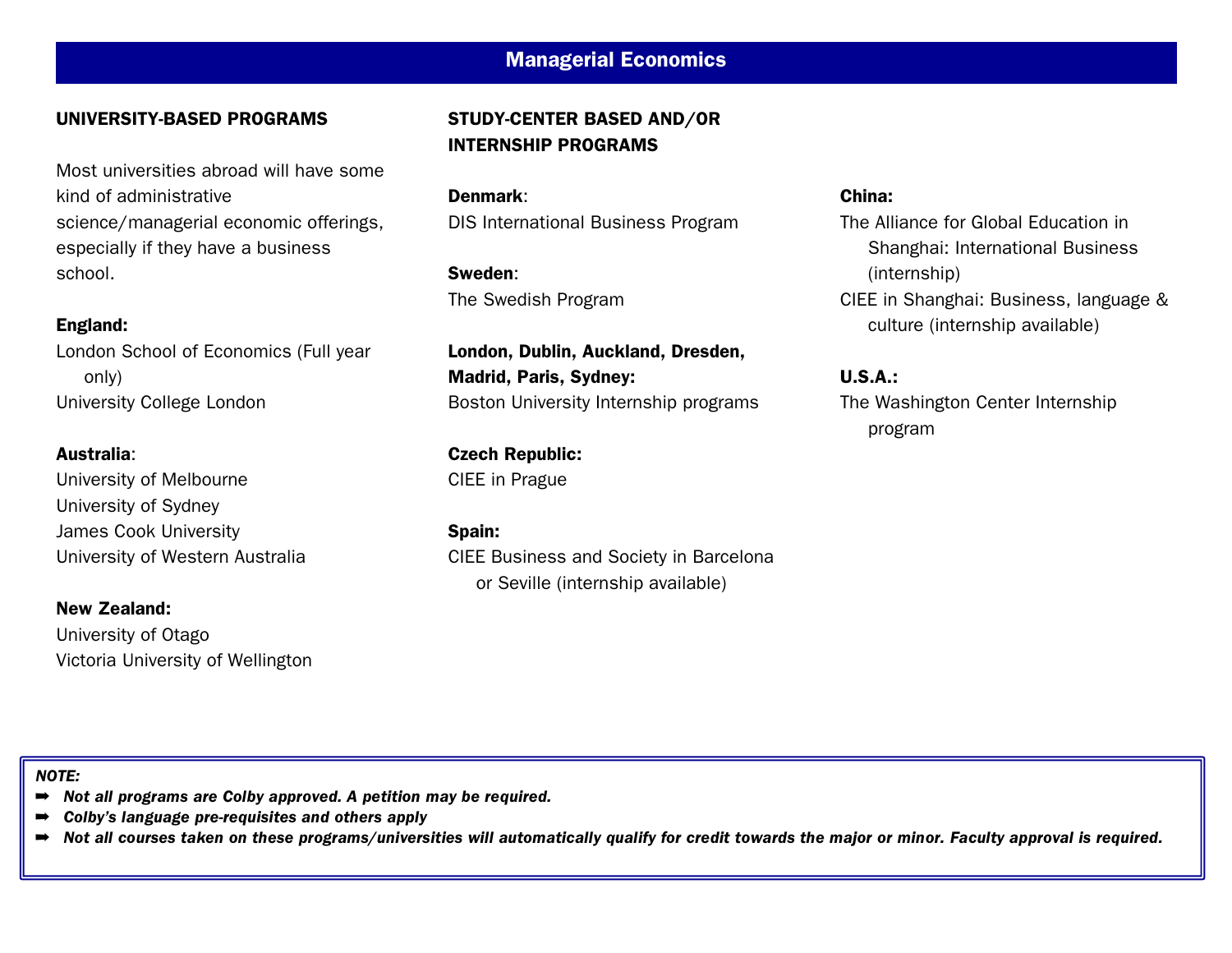## Managerial Economics

### UNIVERSITY-BASED PROGRAMS

Most universities abroad will have some kind of administrative science/managerial economic offerings, especially if they have a business school.

**England:**
London School of Economics (Full year only)
University College London

**Australia**:
University of Melbourne
University of Sydney
James Cook University
University of Western Australia

**New Zealand:**
University of Otago
Victoria University of Wellington

### STUDY-CENTER BASED AND/OR INTERNSHIP PROGRAMS

**Denmark**:
DIS International Business Program

**Sweden**:
The Swedish Program

**London, Dublin, Auckland, Dresden, Madrid, Paris, Sydney:**
Boston University Internship programs

**Czech Republic:**
CIEE in Prague

**Spain:**
CIEE Business and Society in Barcelona or Seville (internship available)

**China:**
The Alliance for Global Education in Shanghai: International Business (internship)
CIEE in Shanghai: Business, language & culture (internship available)

**U.S.A.:**
The Washington Center Internship program

***NOTE:***

- ***Not all programs are Colby approved. A petition may be required.***
- ***Colby's language pre-requisites and others apply***
- ***Not all courses taken on these programs/universities will automatically qualify for credit towards the major or minor. Faculty approval is required.***